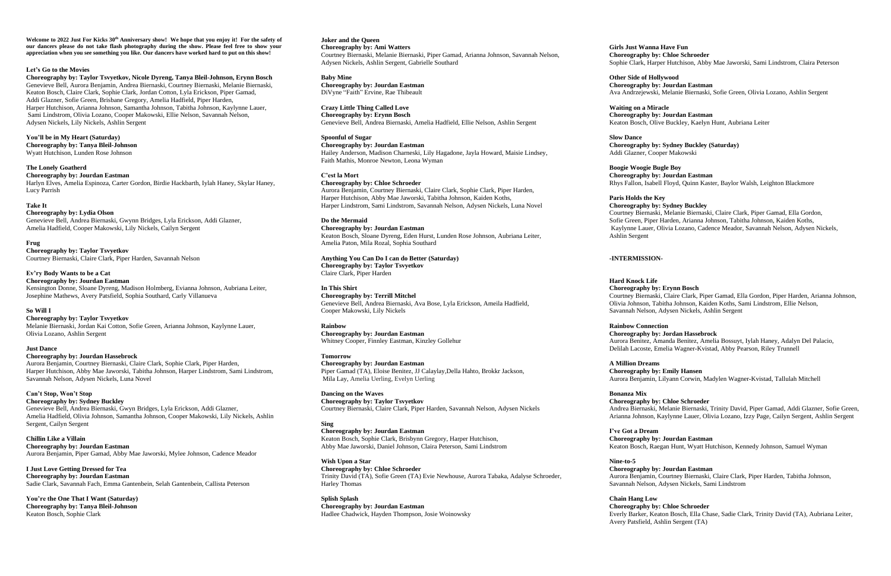**Welcome to 2022 Just For Kicks 30th Anniversary show! We hope that you enjoy it! For the safety of our dancers please do not take flash photography during the show. Please feel free to show your appreciation when you see something you like. Our dancers have worked hard to put on this show!**

**Let's Go to the Movies**
**Choreography by: Taylor Tsvyetkov, Nicole Dyreng, Tanya Bleil-Johnson, Erynn Bosch**
Genevieve Bell, Aurora Benjamin, Andrea Biernaski, Courtney Biernaski, Melanie Biernaski, Keaton Bosch, Claire Clark, Sophie Clark, Jordan Cotton, Lyla Erickson, Piper Gamad, Addi Glazner, Sofie Green, Brisbane Gregory, Amelia Hadfield, Piper Harden, Harper Hutchison, Arianna Johnson, Samantha Johnson, Tabitha Johnson, Kaylynne Lauer, Sami Lindstrom, Olivia Lozano, Cooper Makowski, Ellie Nelson, Savannah Nelson, Adysen Nickels, Lily Nickels, Ashlin Sergent

**You'll be in My Heart (Saturday)**
**Choreography by: Tanya Bleil-Johnson**
Wyatt Hutchison, Lunden Rose Johnson

**The Lonely Goatherd**
**Choreography by: Jourdan Eastman**
Harlyn Elves, Amelia Espinoza, Carter Gordon, Birdie Hackbarth, Iylah Haney, Skylar Haney, Lucy Parrish

**Take It**
**Choreography by: Lydia Olson**
Genevieve Bell, Andrea Biernaski, Gwynn Bridges, Lyla Erickson, Addi Glazner, Amelia Hadfield, Cooper Makowski, Lily Nickels, Cailyn Sergent

**Frug**
**Choreography by: Taylor Tsvyetkov**
Courtney Biernaski, Claire Clark, Piper Harden, Savannah Nelson

**Ev'ry Body Wants to be a Cat**
**Choreography by: Jourdan Eastman**
Kensington Donne, Sloane Dyreng, Madison Holmberg, Evianna Johnson, Aubriana Leiter, Josephine Mathews, Avery Patsfield, Sophia Southard, Carly Villanueva

**So Will I**
**Choreography by: Taylor Tsvyetkov**
Melanie Biernaski, Jordan Kai Cotton, Sofie Green, Arianna Johnson, Kaylynne Lauer, Olivia Lozano, Ashlin Sergent

**Just Dance**
**Choreography by: Jourdan Hassebrock**
Aurora Benjamin, Courtney Biernaski, Claire Clark, Sophie Clark, Piper Harden, Harper Hutchison, Abby Mae Jaworski, Tabitha Johnson, Harper Lindstrom, Sami Lindstrom, Savannah Nelson, Adysen Nickels, Luna Novel

**Can't Stop, Won't Stop**
**Choreography by: Sydney Buckley**
Genevieve Bell, Andrea Biernaski, Gwyn Bridges, Lyla Erickson, Addi Glazner, Amelia Hadfield, Olivia Johnson, Samantha Johnson, Cooper Makowski, Lily Nickels, Ashlin Sergent, Cailyn Sergent

**Chillin Like a Villain**
**Choreography by: Jourdan Eastman**
Aurora Benjamin, Piper Gamad, Abby Mae Jaworski, Mylee Johnson, Cadence Meador

**I Just Love Getting Dressed for Tea**
**Choreography by: Jourdan Eastman**
Sadie Clark, Savannah Fach, Emma Gantenbein, Selah Gantenbein, Callista Peterson

**You're the One That I Want (Saturday)**
**Choreography by: Tanya Bleil-Johnson**
Keaton Bosch, Sophie Clark

**Joker and the Queen**
**Choreography by: Ami Watters**
Courtney Biernaski, Melanie Biernaski, Piper Gamad, Arianna Johnson, Savannah Nelson, Adysen Nickels, Ashlin Sergent, Gabrielle Southard

**Baby Mine**
**Choreography by: Jourdan Eastman**
DiVyne "Faith" Ervine, Rae Thibeault

**Crazy Little Thing Called Love**
**Choreography by: Erynn Bosch**
Genevieve Bell, Andrea Biernaski, Amelia Hadfield, Ellie Nelson, Ashlin Sergent

**Spoonful of Sugar**
**Choreography by: Jourdan Eastman**
Hailey Anderson, Madison Charneski, Lily Hagadone, Jayla Howard, Maisie Lindsey, Faith Mathis, Monroe Newton, Leona Wyman

**C'est la Mort**
**Choreography by: Chloe Schroeder**
Aurora Benjamin, Courtney Biernaski, Claire Clark, Sophie Clark, Piper Harden, Harper Hutchison, Abby Mae Jaworski, Tabitha Johnson, Kaiden Koths, Harper Lindstrom, Sami Lindstrom, Savannah Nelson, Adysen Nickels, Luna Novel

**Do the Mermaid**
**Choreography by: Jourdan Eastman**
Keaton Bosch, Sloane Dyreng, Eden Hurst, Lunden Rose Johnson, Aubriana Leiter, Amelia Paton, Mila Rozal, Sophia Southard

**Anything You Can Do I can do Better (Saturday)**
**Choreography by: Taylor Tsvyetkov**
Claire Clark, Piper Harden

**In This Shirt**
**Choreography by: Terrill Mitchel**
Genevieve Bell, Andrea Biernaski, Ava Bose, Lyla Erickson, Ameila Hadfield, Cooper Makowski, Lily Nickels

**Rainbow**
**Choreography by: Jourdan Eastman**
Whitney Cooper, Finnley Eastman, Kinzley Gollehur

**Tomorrow**
**Choreography by: Jourdan Eastman**
Piper Gamad (TA), Eloise Benitez, JJ Calaylay,Della Hahto, Brokkr Jackson, Mila Lay, Amelia Uerling, Evelyn Uerling

**Dancing on the Waves**
**Choreography by: Taylor Tsvyetkov**
Courtney Biernaski, Claire Clark, Piper Harden, Savannah Nelson, Adysen Nickels

**Sing**
**Choreography by: Jourdan Eastman**
Keaton Bosch, Sophie Clark, Brisbynn Gregory, Harper Hutchison, Abby Mae Jaworski, Daniel Johnson, Claira Peterson, Sami Lindstrom

**Wish Upon a Star**
**Choreography by: Chloe Schroeder**
Trinity David (TA), Sofie Green (TA) Evie Newhouse, Aurora Tabaka, Adalyse Schroeder, Harley Thomas

**Splish Splash**
**Choreography by: Jourdan Eastman**
Hadlee Chadwick, Hayden Thompson, Josie Woinowsky

**Girls Just Wanna Have Fun**
**Choreography by: Chloe Schroeder**
Sophie Clark, Harper Hutchison, Abby Mae Jaworski, Sami Lindstrom, Claira Peterson

**Other Side of Hollywood**
**Choreography by: Jourdan Eastman**
Ava Andrzejewski, Melanie Biernaski, Sofie Green, Olivia Lozano, Ashlin Sergent

**Waiting on a Miracle**
**Choreography by: Jourdan Eastman**
Keaton Bosch, Olive Buckley, Kaelyn Hunt, Aubriana Leiter

**Slow Dance**
**Choreography by: Sydney Buckley (Saturday)**
Addi Glazner, Cooper Makowski

**Boogie Woogie Bugle Boy**
**Choreography by: Jourdan Eastman**
Rhys Fallon, Isabell Floyd, Quinn Kaster, Baylor Walsh, Leighton Blackmore

**Paris Holds the Key**
**Choreography by: Sydney Buckley**
Courtney Biernaski, Melanie Biernaski, Claire Clark, Piper Gamad, Ella Gordon, Sofie Green, Piper Harden, Arianna Johnson, Tabitha Johnson, Kaiden Koths, Kaylynne Lauer, Olivia Lozano, Cadence Meador, Savannah Nelson, Adysen Nickels, Ashlin Sergent

**-INTERMISSION-**

**Hard Knock Life**
**Choreography by: Erynn Bosch**
Courtney Biernaski, Claire Clark, Piper Gamad, Ella Gordon, Piper Harden, Arianna Johnson, Olivia Johnson, Tabitha Johnson, Kaiden Koths, Sami Lindstrom, Ellie Nelson, Savannah Nelson, Adysen Nickels, Ashlin Sergent

**Rainbow Connection**
**Choreography by: Jordan Hassebrock**
Aurora Benitez, Amanda Benitez, Amelia Bossuyt, Iylah Haney, Adalyn Del Palacio, Delilah Lacoste, Emelia Wagner-Kvistad, Abby Pearson, Riley Trunnell

**A Million Dreams**
**Choreography by: Emily Hansen**
Aurora Benjamin, Lilyann Corwin, Madylen Wagner-Kvistad, Tallulah Mitchell

**Bonanza Mix**
**Choreography by: Chloe Schroeder**
Andrea Biernaski, Melanie Biernaski, Trinity David, Piper Gamad, Addi Glazner, Sofie Green, Arianna Johnson, Kaylynne Lauer, Olivia Lozano, Izzy Page, Cailyn Sergent, Ashlin Sergent

**I've Got a Dream**
**Choreography by: Jourdan Eastman**
Keaton Bosch, Raegan Hunt, Wyatt Hutchison, Kennedy Johnson, Samuel Wyman

**Nine-to-5**
**Choreography by: Jourdan Eastman**
Aurora Benjamin, Courtney Biernaski, Claire Clark, Piper Harden, Tabitha Johnson, Savannah Nelson, Adysen Nickels, Sami Lindstrom

**Chain Hang Low**
**Choreography by: Chloe Schroeder**
Everly Barker, Keaton Bosch, Ella Chase, Sadie Clark, Trinity David (TA), Aubriana Leiter, Avery Patsfield, Ashlin Sergent (TA)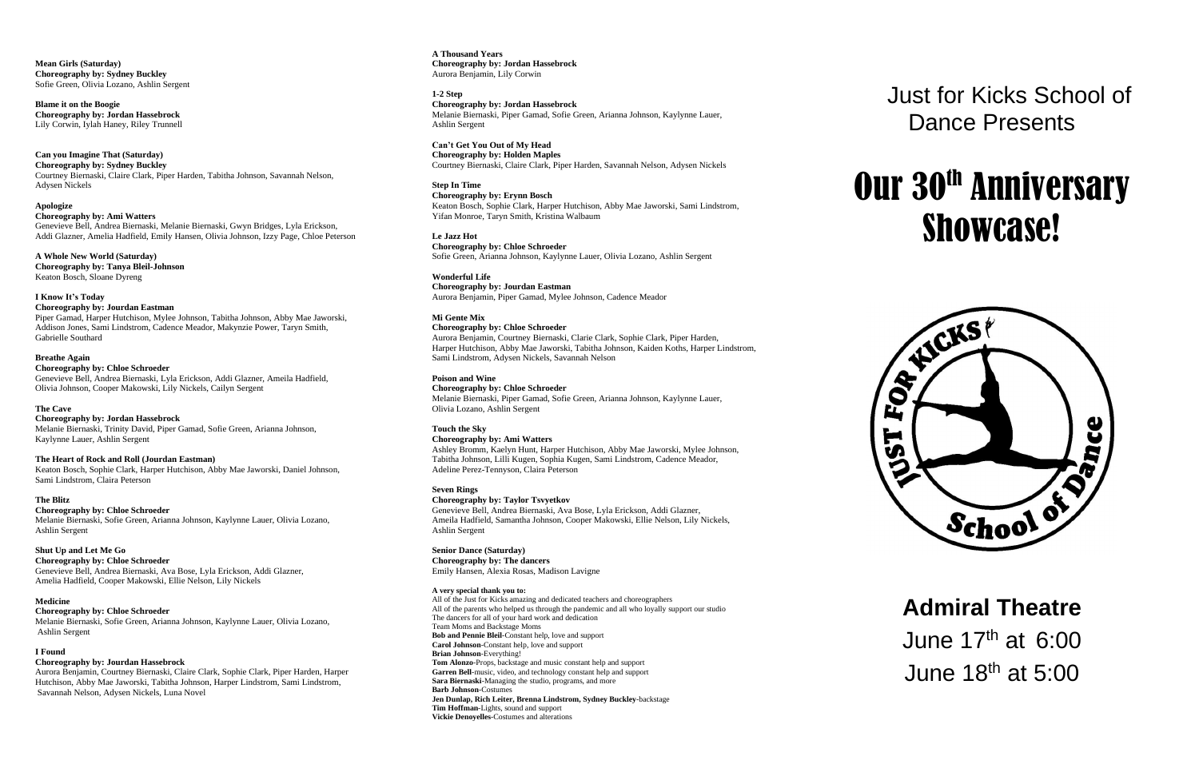**Mean Girls (Saturday)**
**Choreography by: Sydney Buckley**
Sofie Green, Olivia Lozano, Ashlin Sergent

**Blame it on the Boogie**
**Choreography by: Jordan Hassebrock**
Lily Corwin, Iylah Haney, Riley Trunnell

**Can you Imagine That (Saturday)**
**Choreography by: Sydney Buckley**
Courtney Biernaski, Claire Clark, Piper Harden, Tabitha Johnson, Savannah Nelson, Adysen Nickels

**Apologize**
**Choreography by: Ami Watters**
Genevieve Bell, Andrea Biernaski, Melanie Biernaski, Gwyn Bridges, Lyla Erickson, Addi Glazner, Amelia Hadfield, Emily Hansen, Olivia Johnson, Izzy Page, Chloe Peterson

**A Whole New World (Saturday)**
**Choreography by: Tanya Bleil-Johnson**
Keaton Bosch, Sloane Dyreng

**I Know It's Today**
**Choreography by: Jourdan Eastman**
Piper Gamad, Harper Hutchison, Mylee Johnson, Tabitha Johnson, Abby Mae Jaworski, Addison Jones, Sami Lindstrom, Cadence Meador, Makynzie Power, Taryn Smith, Gabrielle Southard

**Breathe Again**
**Choreography by: Chloe Schroeder**
Genevieve Bell, Andrea Biernaski, Lyla Erickson, Addi Glazner, Ameila Hadfield, Olivia Johnson, Cooper Makowski, Lily Nickels, Cailyn Sergent

**The Cave**
**Choreography by: Jordan Hassebrock**
Melanie Biernaski, Trinity David, Piper Gamad, Sofie Green, Arianna Johnson, Kaylynne Lauer, Ashlin Sergent

**The Heart of Rock and Roll (Jourdan Eastman)**
Keaton Bosch, Sophie Clark, Harper Hutchison, Abby Mae Jaworski, Daniel Johnson, Sami Lindstrom, Claira Peterson

**The Blitz**
**Choreography by: Chloe Schroeder**
Melanie Biernaski, Sofie Green, Arianna Johnson, Kaylynne Lauer, Olivia Lozano, Ashlin Sergent

**Shut Up and Let Me Go**
**Choreography by: Chloe Schroeder**
Genevieve Bell, Andrea Biernaski, Ava Bose, Lyla Erickson, Addi Glazner, Amelia Hadfield, Cooper Makowski, Ellie Nelson, Lily Nickels

**Medicine**
**Choreography by: Chloe Schroeder**
Melanie Biernaski, Sofie Green, Arianna Johnson, Kaylynne Lauer, Olivia Lozano, Ashlin Sergent

**I Found**
**Choreography by: Jourdan Hassebrock**
Aurora Benjamin, Courtney Biernaski, Claire Clark, Sophie Clark, Piper Harden, Harper Hutchison, Abby Mae Jaworski, Tabitha Johnson, Harper Lindstrom, Sami Lindstrom, Savannah Nelson, Adysen Nickels, Luna Novel

**A Thousand Years**
**Choreography by: Jordan Hassebrock**
Aurora Benjamin, Lily Corwin

**1-2 Step**
**Choreography by: Jordan Hassebrock**
Melanie Biernaski, Piper Gamad, Sofie Green, Arianna Johnson, Kaylynne Lauer, Ashlin Sergent

**Can't Get You Out of My Head**
**Choreography by: Holden Maples**
Courtney Biernaski, Claire Clark, Piper Harden, Savannah Nelson, Adysen Nickels

**Step In Time**
**Choreography by: Erynn Bosch**
Keaton Bosch, Sophie Clark, Harper Hutchison, Abby Mae Jaworski, Sami Lindstrom, Yifan Monroe, Taryn Smith, Kristina Walbaum

**Le Jazz Hot**
**Choreography by: Chloe Schroeder**
Sofie Green, Arianna Johnson, Kaylynne Lauer, Olivia Lozano, Ashlin Sergent

**Wonderful Life**
**Choreography by: Jourdan Eastman**
Aurora Benjamin, Piper Gamad, Mylee Johnson, Cadence Meador

**Mi Gente Mix**
**Choreography by: Chloe Schroeder**
Aurora Benjamin, Courtney Biernaski, Clarie Clark, Sophie Clark, Piper Harden, Harper Hutchison, Abby Mae Jaworski, Tabitha Johnson, Kaiden Koths, Harper Lindstrom, Sami Lindstrom, Adysen Nickels, Savannah Nelson

**Poison and Wine**
**Choreography by: Chloe Schroeder**
Melanie Biernaski, Piper Gamad, Sofie Green, Arianna Johnson, Kaylynne Lauer, Olivia Lozano, Ashlin Sergent

**Touch the Sky**
**Choreography by: Ami Watters**
Ashley Bromm, Kaelyn Hunt, Harper Hutchison, Abby Mae Jaworski, Mylee Johnson, Tabitha Johnson, Lilli Kugen, Sophia Kugen, Sami Lindstrom, Cadence Meador, Adeline Perez-Tennyson, Claira Peterson

**Seven Rings**
**Choreography by: Taylor Tsvyetkov**
Genevieve Bell, Andrea Biernaski, Ava Bose, Lyla Erickson, Addi Glazner, Ameila Hadfield, Samantha Johnson, Cooper Makowski, Ellie Nelson, Lily Nickels, Ashlin Sergent

**Senior Dance (Saturday)**
**Choreography by: The dancers**
Emily Hansen, Alexia Rosas, Madison Lavigne

**A very special thank you to:**
All of the Just for Kicks amazing and dedicated teachers and choreographers
All of the parents who helped us through the pandemic and all who loyally support our studio
The dancers for all of your hard work and dedication
Team Moms and Backstage Moms
**Bob and Pennie Bleil**-Constant help, love and support
**Carol Johnson**-Constant help, love and support
**Brian Johnson**-Everything!
**Tom Alonzo**-Props, backstage and music constant help and support
**Garren Bell**-music, video, and technology constant help and support
**Sara Biernaski**-Managing the studio, programs, and more
**Barb Johnson**-Costumes
**Jen Dunlap, Rich Leiter, Brenna Lindstrom, Sydney Buckley**-backstage
**Tim Hoffman**-Lights, sound and support
**Vickie Denoyelles**-Costumes and alterations

Just for Kicks School of Dance Presents

# Our 30th Anniversary Showcase!

JUST FOR KICKS School of Dance

**Admiral Theatre**

June 17th at 6:00

June 18th at 5:00